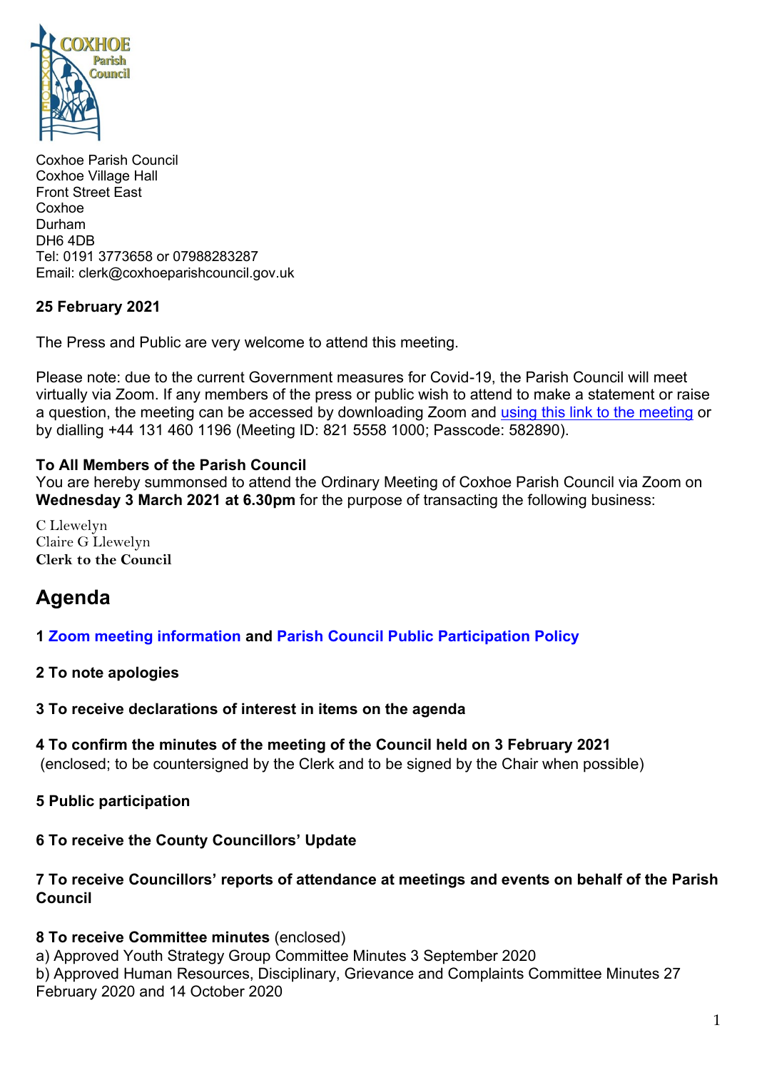Coxhoe Parish Council
Coxhoe Village Hall
Front Street East
Coxhoe
Durham
DH6 4DB
Tel: 0191 3773658 or 07988283287
Email: clerk@coxhoeparishcouncil.gov.uk

**25 February 2021**

The Press and Public are very welcome to attend this meeting.

Please note: due to the current Government measures for Covid-19, the Parish Council will meet virtually via Zoom. If any members of the press or public wish to attend to make a statement or raise a question, the meeting can be accessed by downloading Zoom and using this link to the meeting or by dialling +44 131 460 1196 (Meeting ID: 821 5558 1000; Passcode: 582890).

**To All Members of the Parish Council**
You are hereby summonsed to attend the Ordinary Meeting of Coxhoe Parish Council via Zoom on **Wednesday 3 March 2021 at 6.30pm** for the purpose of transacting the following business:

C Llewelyn
Claire G Llewelyn
**Clerk to the Council**

# Agenda

**1 Zoom meeting information and Parish Council Public Participation Policy**

**2 To note apologies**

**3 To receive declarations of interest in items on the agenda**

**4 To confirm the minutes of the meeting of the Council held on 3 February 2021**
(enclosed; to be countersigned by the Clerk and to be signed by the Chair when possible)

**5 Public participation**

**6 To receive the County Councillors' Update**

**7 To receive Councillors' reports of attendance at meetings and events on behalf of the Parish Council**

**8 To receive Committee minutes** (enclosed)
a) Approved Youth Strategy Group Committee Minutes 3 September 2020
b) Approved Human Resources, Disciplinary, Grievance and Complaints Committee Minutes 27 February 2020 and 14 October 2020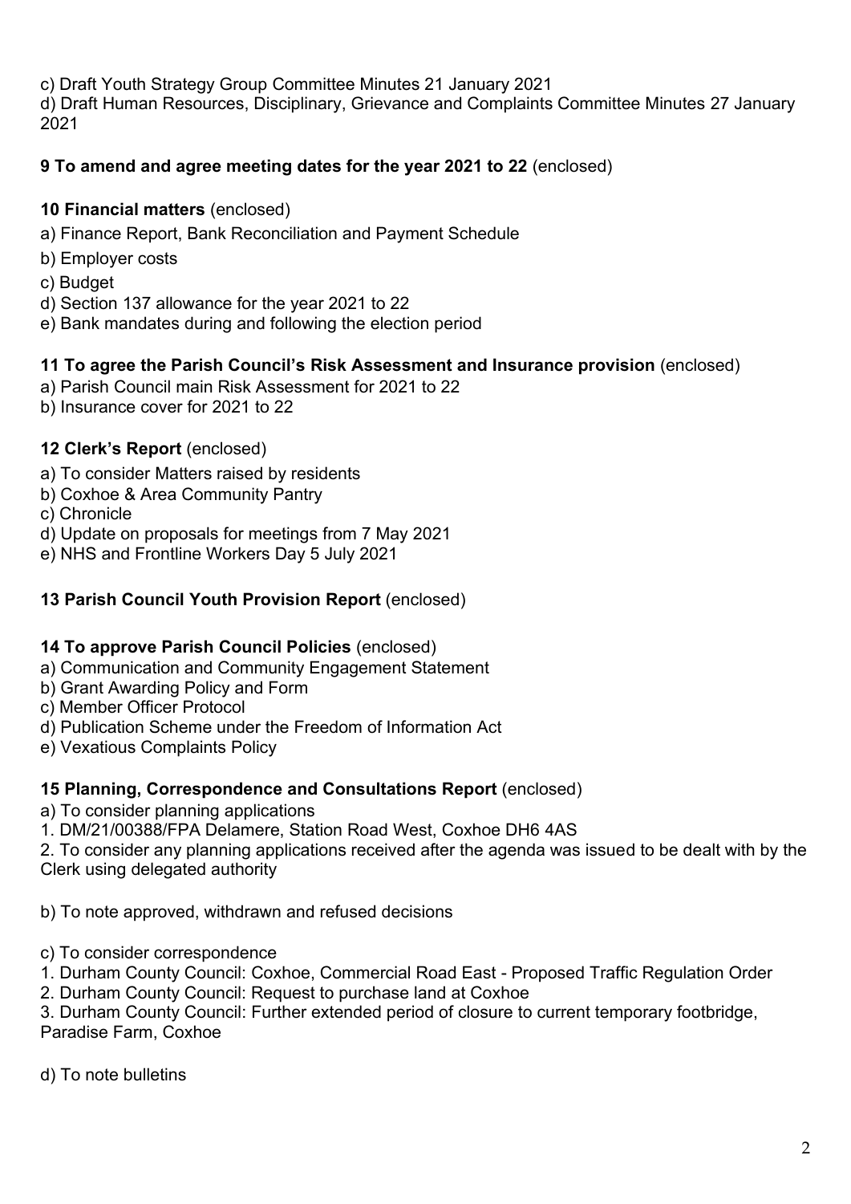c) Draft Youth Strategy Group Committee Minutes 21 January 2021
d) Draft Human Resources, Disciplinary, Grievance and Complaints Committee Minutes 27 January 2021

**9 To amend and agree meeting dates for the year 2021 to 22** (enclosed)

**10 Financial matters** (enclosed)

a) Finance Report, Bank Reconciliation and Payment Schedule
b) Employer costs
c) Budget
d) Section 137 allowance for the year 2021 to 22
e) Bank mandates during and following the election period

**11 To agree the Parish Council's Risk Assessment and Insurance provision** (enclosed)

a) Parish Council main Risk Assessment for 2021 to 22
b) Insurance cover for 2021 to 22

**12 Clerk's Report** (enclosed)

a) To consider Matters raised by residents
b) Coxhoe & Area Community Pantry
c) Chronicle
d) Update on proposals for meetings from 7 May 2021
e) NHS and Frontline Workers Day 5 July 2021

**13 Parish Council Youth Provision Report** (enclosed)

**14 To approve Parish Council Policies** (enclosed)

a) Communication and Community Engagement Statement
b) Grant Awarding Policy and Form
c) Member Officer Protocol
d) Publication Scheme under the Freedom of Information Act
e) Vexatious Complaints Policy

**15 Planning, Correspondence and Consultations Report** (enclosed)

a) To consider planning applications
1. DM/21/00388/FPA Delamere, Station Road West, Coxhoe DH6 4AS
2. To consider any planning applications received after the agenda was issued to be dealt with by the Clerk using delegated authority

b) To note approved, withdrawn and refused decisions

c) To consider correspondence
1. Durham County Council: Coxhoe, Commercial Road East - Proposed Traffic Regulation Order
2. Durham County Council: Request to purchase land at Coxhoe
3. Durham County Council: Further extended period of closure to current temporary footbridge, Paradise Farm, Coxhoe

d) To note bulletins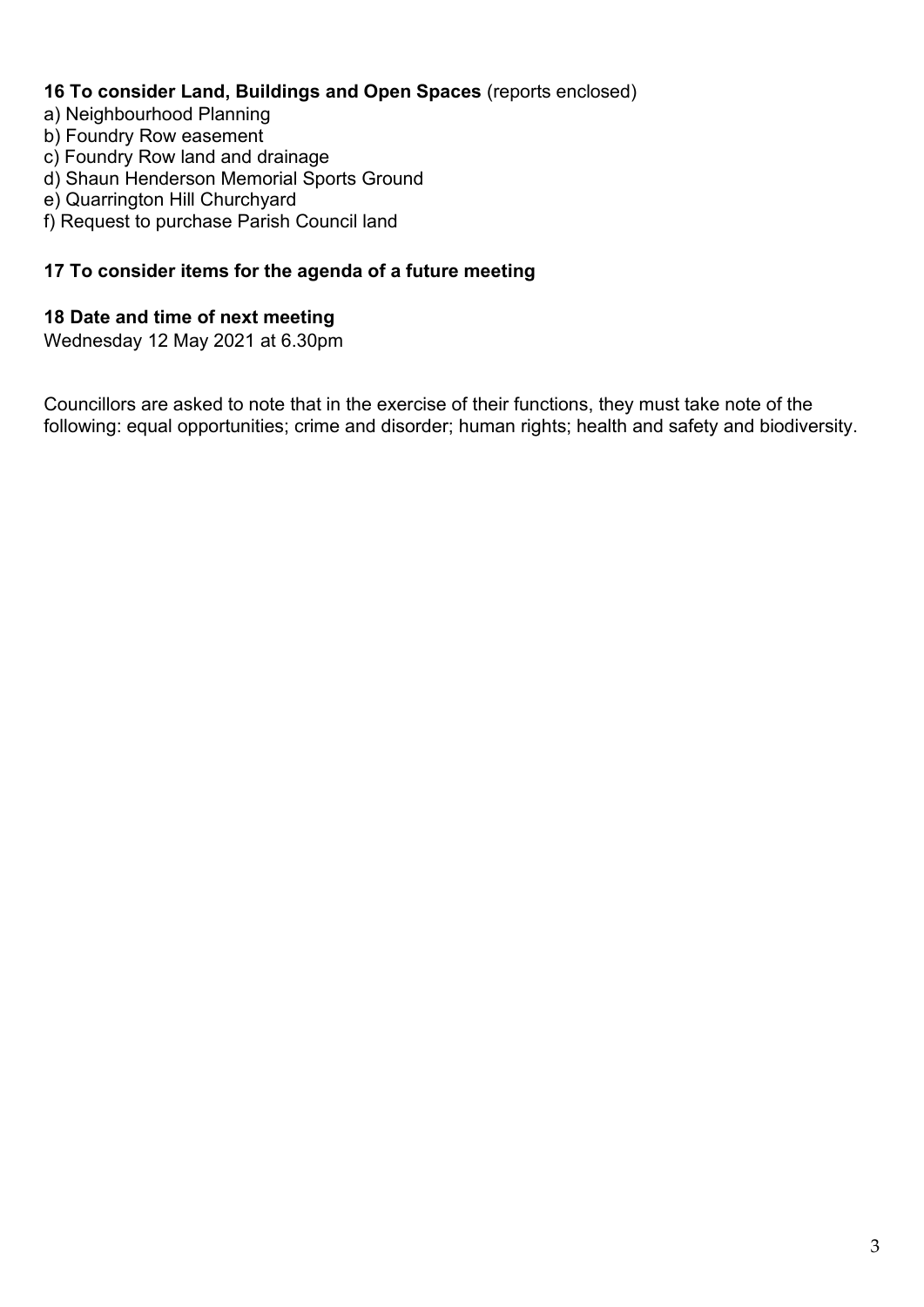**16 To consider Land, Buildings and Open Spaces** (reports enclosed)

a) Neighbourhood Planning
b) Foundry Row easement
c) Foundry Row land and drainage
d) Shaun Henderson Memorial Sports Ground
e) Quarrington Hill Churchyard
f) Request to purchase Parish Council land

**17 To consider items for the agenda of a future meeting**

**18 Date and time of next meeting**

Wednesday 12 May 2021 at 6.30pm

Councillors are asked to note that in the exercise of their functions, they must take note of the following: equal opportunities; crime and disorder; human rights; health and safety and biodiversity.